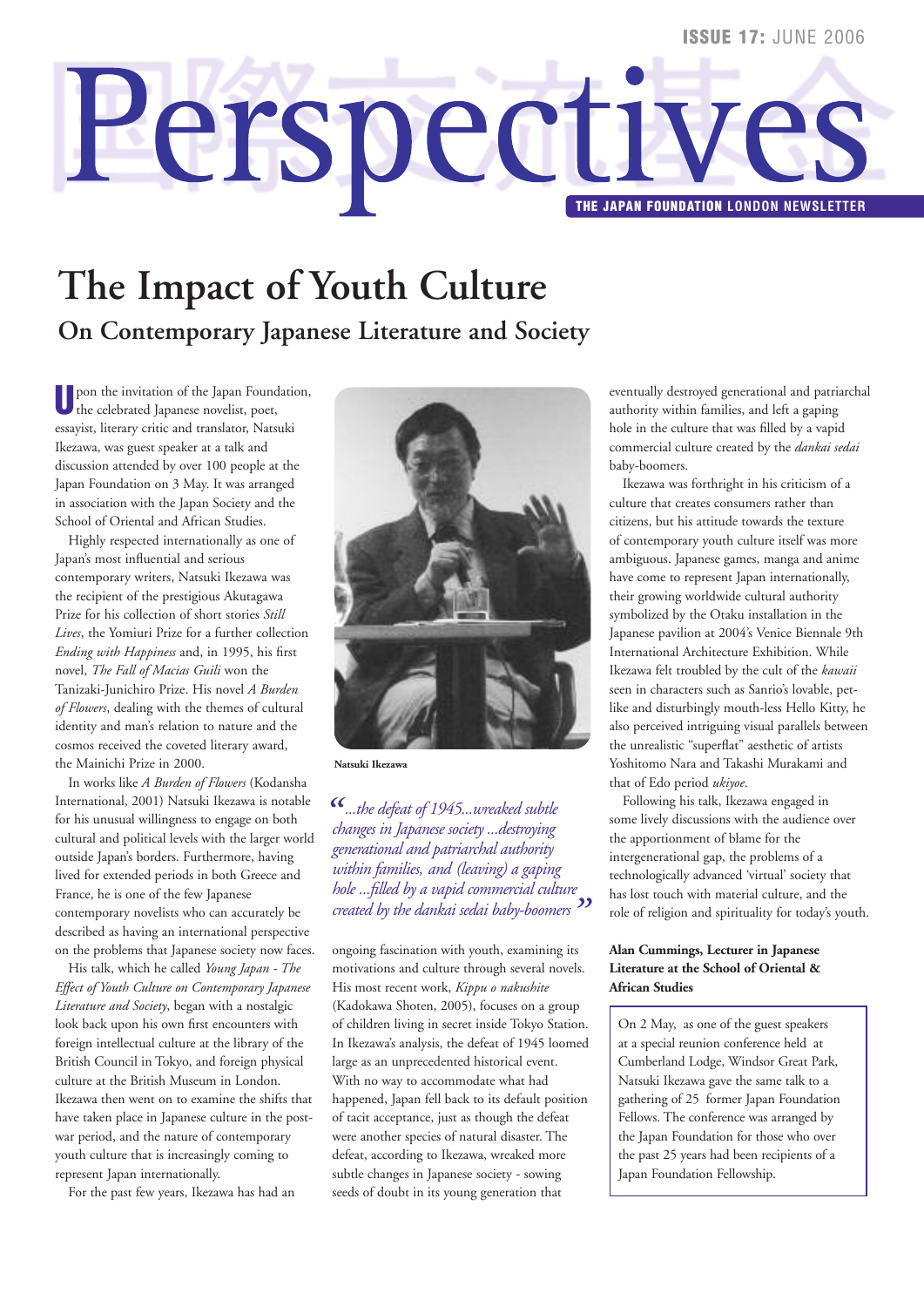ISSUE 17: JUNE 2006

# Perspectives

THE JAPAN FOUNDATION LONDON NEWSLETTER

# The Impact of Youth Culture

## On Contemporary Japanese Literature and Society

Upon the invitation of the Japan Foundation, the celebrated Japanese novelist, poet, essayist, literary critic and translator, Natsuki Ikezawa, was guest speaker at a talk and discussion attended by over 100 people at the Japan Foundation on 3 May. It was arranged in association with the Japan Society and the School of Oriental and African Studies.

Highly respected internationally as one of Japan's most influential and serious contemporary writers, Natsuki Ikezawa was the recipient of the prestigious Akutagawa Prize for his collection of short stories *Still Lives*, the Yomiuri Prize for a further collection *Ending with Happiness* and, in 1995, his first novel, *The Fall of Macias Guili* won the Tanizaki-Junichiro Prize. His novel *A Burden of Flowers*, dealing with the themes of cultural identity and man's relation to nature and the cosmos received the coveted literary award, the Mainichi Prize in 2000.

In works like *A Burden of Flowers* (Kodansha International, 2001) Natsuki Ikezawa is notable for his unusual willingness to engage on both cultural and political levels with the larger world outside Japan's borders. Furthermore, having lived for extended periods in both Greece and France, he is one of the few Japanese contemporary novelists who can accurately be described as having an international perspective on the problems that Japanese society now faces.

His talk, which he called *Young Japan - The Effect of Youth Culture on Contemporary Japanese Literature and Society*, began with a nostalgic look back upon his own first encounters with foreign intellectual culture at the library of the British Council in Tokyo, and foreign physical culture at the British Museum in London. Ikezawa then went on to examine the shifts that have taken place in Japanese culture in the post-war period, and the nature of contemporary youth culture that is increasingly coming to represent Japan internationally.

For the past few years, Ikezawa has had an ongoing fascination with youth, examining its motivations and culture through several novels. His most recent work, *Kippu o nakushite* (Kadokawa Shoten, 2005), focuses on a group of children living in secret inside Tokyo Station. In Ikezawa's analysis, the defeat of 1945 loomed large as an unprecedented historical event. With no way to accommodate what had happened, Japan fell back to its default position of tacit acceptance, just as though the defeat were another species of natural disaster. The defeat, according to Ikezawa, wreaked more subtle changes in Japanese society - sowing seeds of doubt in its young generation that eventually destroyed generational and patriarchal authority within families, and left a gaping hole in the culture that was filled by a vapid commercial culture created by the *dankai sedai* baby-boomers.

**Natsuki Ikezawa**

> *"...the defeat of 1945...wreaked subtle changes in Japanese society ...destroying generational and patriarchal authority within families, and (leaving) a gaping hole ...filled by a vapid commercial culture created by the dankai sedai baby-boomers"*

Ikezawa was forthright in his criticism of a culture that creates consumers rather than citizens, but his attitude towards the texture of contemporary youth culture itself was more ambiguous. Japanese games, manga and anime have come to represent Japan internationally, their growing worldwide cultural authority symbolized by the Otaku installation in the Japanese pavilion at 2004's Venice Biennale 9th International Architecture Exhibition. While Ikezawa felt troubled by the cult of the *kawaii* seen in characters such as Sanrio's lovable, pet-like and disturbingly mouth-less Hello Kitty, he also perceived intriguing visual parallels between the unrealistic "superflat" aesthetic of artists Yoshitomo Nara and Takashi Murakami and that of Edo period *ukiyoe*.

Following his talk, Ikezawa engaged in some lively discussions with the audience over the apportionment of blame for the intergenerational gap, the problems of a technologically advanced 'virtual' society that has lost touch with material culture, and the role of religion and spirituality for today's youth.

**Alan Cummings, Lecturer in Japanese Literature at the School of Oriental & African Studies**

On 2 May, as one of the guest speakers at a special reunion conference held at Cumberland Lodge, Windsor Great Park, Natsuki Ikezawa gave the same talk to a gathering of 25 former Japan Foundation Fellows. The conference was arranged by the Japan Foundation for those who over the past 25 years had been recipients of a Japan Foundation Fellowship.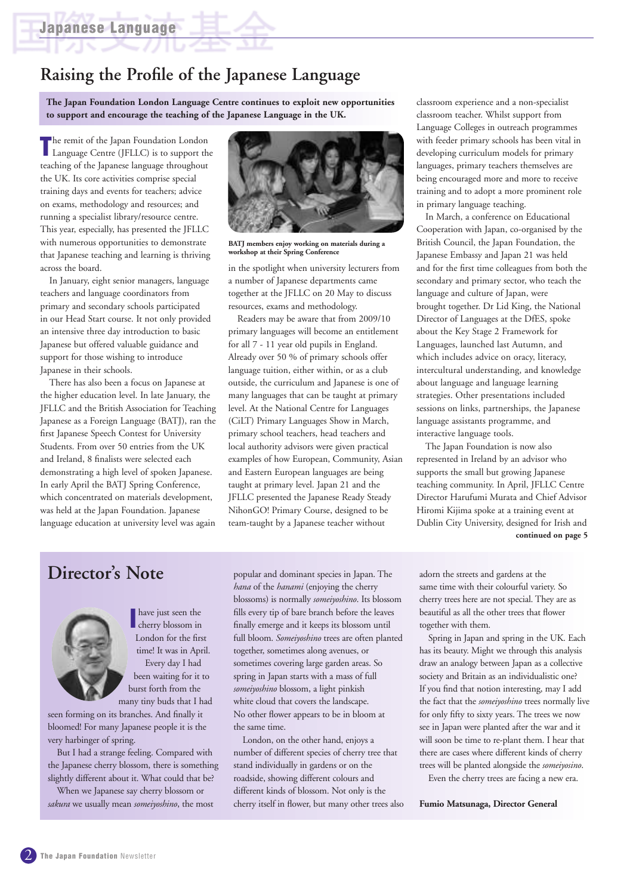# Raising the Profile of the Japanese Language

**The Japan Foundation London Language Centre continues to exploit new opportunities to support and encourage the teaching of the Japanese Language in the UK.**

The remit of the Japan Foundation London Language Centre (JFLLC) is to support the teaching of the Japanese language throughout the UK. Its core activities comprise special training days and events for teachers; advice on exams, methodology and resources; and running a specialist library/resource centre. This year, especially, has presented the JFLLC with numerous opportunities to demonstrate that Japanese teaching and learning is thriving across the board.

In January, eight senior managers, language teachers and language coordinators from primary and secondary schools participated in our Head Start course. It not only provided an intensive three day introduction to basic Japanese but offered valuable guidance and support for those wishing to introduce Japanese in their schools.

There has also been a focus on Japanese at the higher education level. In late January, the JFLLC and the British Association for Teaching Japanese as a Foreign Language (BATJ), ran the first Japanese Speech Contest for University Students. From over 50 entries from the UK and Ireland, 8 finalists were selected each demonstrating a high level of spoken Japanese. In early April the BATJ Spring Conference, which concentrated on materials development, was held at the Japan Foundation. Japanese language education at university level was again in the spotlight when university lecturers from a number of Japanese departments came together at the JFLLC on 20 May to discuss resources, exams and methodology.

BATJ members enjoy working on materials during a workshop at their Spring Conference

Readers may be aware that from 2009/10 primary languages will become an entitlement for all 7 - 11 year old pupils in England. Already over 50 % of primary schools offer language tuition, either within, or as a club outside, the curriculum and Japanese is one of many languages that can be taught at primary level. At the National Centre for Languages (CiLT) Primary Languages Show in March, primary school teachers, head teachers and local authority advisors were given practical examples of how European, Community, Asian and Eastern European languages are being taught at primary level. Japan 21 and the JFLLC presented the Japanese Ready Steady NihonGO! Primary Course, designed to be team-taught by a Japanese teacher without classroom experience and a non-specialist classroom teacher. Whilst support from Language Colleges in outreach programmes with feeder primary schools has been vital in developing curriculum models for primary languages, primary teachers themselves are being encouraged more and more to receive training and to adopt a more prominent role in primary language teaching.

In March, a conference on Educational Cooperation with Japan, co-organised by the British Council, the Japan Foundation, the Japanese Embassy and Japan 21 was held and for the first time colleagues from both the secondary and primary sector, who teach the language and culture of Japan, were brought together. Dr Lid King, the National Director of Languages at the DfES, spoke about the Key Stage 2 Framework for Languages, launched last Autumn, and which includes advice on oracy, literacy, intercultural understanding, and knowledge about language and language learning strategies. Other presentations included sessions on links, partnerships, the Japanese language assistants programme, and interactive language tools.

The Japan Foundation is now also represented in Ireland by an advisor who supports the small but growing Japanese teaching community. In April, JFLLC Centre Director Harufumi Murata and Chief Advisor Hiromi Kijima spoke at a training event at Dublin City University, designed for Irish and

**continued on page 5**

## Director's Note

I have just seen the cherry blossom in London for the first time! It was in April. Every day I had been waiting for it to burst forth from the many tiny buds that I had seen forming on its branches. And finally it bloomed! For many Japanese people it is the very harbinger of spring.

But I had a strange feeling. Compared with the Japanese cherry blossom, there is something slightly different about it. What could that be?

When we Japanese say cherry blossom or *sakura* we usually mean *someiyoshino*, the most popular and dominant species in Japan. The *hana* of the *hanami* (enjoying the cherry blossoms) is normally *someiyoshino*. Its blossom fills every tip of bare branch before the leaves finally emerge and it keeps its blossom until full bloom. *Someiyoshino* trees are often planted together, sometimes along avenues, or sometimes covering large garden areas. So spring in Japan starts with a mass of full *someiyoshino* blossom, a light pinkish white cloud that covers the landscape. No other flower appears to be in bloom at the same time.

London, on the other hand, enjoys a number of different species of cherry tree that stand individually in gardens or on the roadside, showing different colours and different kinds of blossom. Not only is the cherry itself in flower, but many other trees also adorn the streets and gardens at the same time with their colourful variety. So cherry trees here are not special. They are as beautiful as all the other trees that flower together with them.

Spring in Japan and spring in the UK. Each has its beauty. Might we through this analysis draw an analogy between Japan as a collective society and Britain as an individualistic one? If you find that notion interesting, may I add the fact that the *someiyoshino* trees normally live for only fifty to sixty years. The trees we now see in Japan were planted after the war and it will soon be time to re-plant them. I hear that there are cases where different kinds of cherry trees will be planted alongside the *someiyosino*.

Even the cherry trees are facing a new era.

**Fumio Matsunaga, Director General**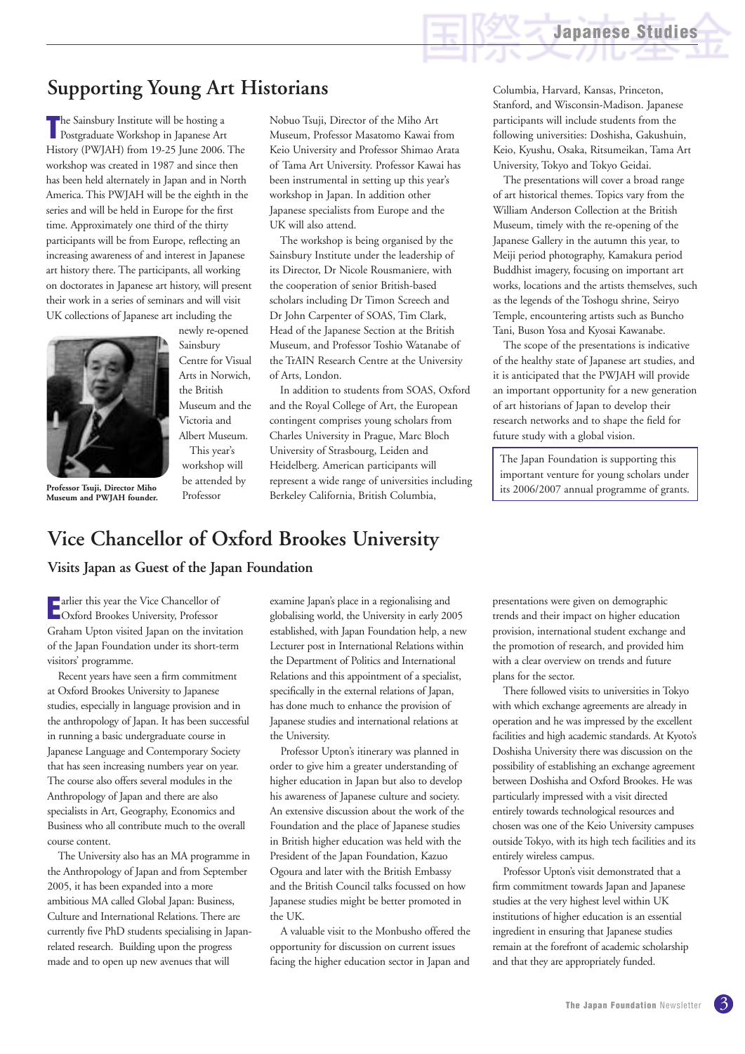## Supporting Young Art Historians

The Sainsbury Institute will be hosting a Postgraduate Workshop in Japanese Art History (PWJAH) from 19-25 June 2006. The workshop was created in 1987 and since then has been held alternately in Japan and in North America. This PWJAH will be the eighth in the series and will be held in Europe for the first time. Approximately one third of the thirty participants will be from Europe, reflecting an increasing awareness of and interest in Japanese art history there. The participants, all working on doctorates in Japanese art history, will present their work in a series of seminars and will visit UK collections of Japanese art including the newly re-opened Sainsbury Centre for Visual Arts in Norwich, the British Museum and the Victoria and Albert Museum.

**Professor Tsuji, Director Miho Museum and PWJAH founder.**

This year's workshop will be attended by Professor Nobuo Tsuji, Director of the Miho Art Museum, Professor Masatomo Kawai from Keio University and Professor Shimao Arata of Tama Art University. Professor Kawai has been instrumental in setting up this year's workshop in Japan. In addition other Japanese specialists from Europe and the UK will also attend.

The workshop is being organised by the Sainsbury Institute under the leadership of its Director, Dr Nicole Rousmaniere, with the cooperation of senior British-based scholars including Dr Timon Screech and Dr John Carpenter of SOAS, Tim Clark, Head of the Japanese Section at the British Museum, and Professor Toshio Watanabe of the TrAIN Research Centre at the University of Arts, London.

In addition to students from SOAS, Oxford and the Royal College of Art, the European contingent comprises young scholars from Charles University in Prague, Marc Bloch University of Strasbourg, Leiden and Heidelberg. American participants will represent a wide range of universities including Berkeley California, British Columbia, Columbia, Harvard, Kansas, Princeton, Stanford, and Wisconsin-Madison. Japanese participants will include students from the following universities: Doshisha, Gakushuin, Keio, Kyushu, Osaka, Ritsumeikan, Tama Art University, Tokyo and Tokyo Geidai.

The presentations will cover a broad range of art historical themes. Topics vary from the William Anderson Collection at the British Museum, timely with the re-opening of the Japanese Gallery in the autumn this year, to Meiji period photography, Kamakura period Buddhist imagery, focusing on important art works, locations and the artists themselves, such as the legends of the Toshogu shrine, Seiryo Temple, encountering artists such as Buncho Tani, Buson Yosa and Kyosai Kawanabe.

The scope of the presentations is indicative of the healthy state of Japanese art studies, and it is anticipated that the PWJAH will provide an important opportunity for a new generation of art historians of Japan to develop their research networks and to shape the field for future study with a global vision.

The Japan Foundation is supporting this important venture for young scholars under its 2006/2007 annual programme of grants.

## Vice Chancellor of Oxford Brookes University

### Visits Japan as Guest of the Japan Foundation

Earlier this year the Vice Chancellor of Oxford Brookes University, Professor Graham Upton visited Japan on the invitation of the Japan Foundation under its short-term visitors' programme.

Recent years have seen a firm commitment at Oxford Brookes University to Japanese studies, especially in language provision and in the anthropology of Japan. It has been successful in running a basic undergraduate course in Japanese Language and Contemporary Society that has seen increasing numbers year on year. The course also offers several modules in the Anthropology of Japan and there are also specialists in Art, Geography, Economics and Business who all contribute much to the overall course content.

The University also has an MA programme in the Anthropology of Japan and from September 2005, it has been expanded into a more ambitious MA called Global Japan: Business, Culture and International Relations. There are currently five PhD students specialising in Japan-related research. Building upon the progress made and to open up new avenues that will examine Japan's place in a regionalising and globalising world, the University in early 2005 established, with Japan Foundation help, a new Lecturer post in International Relations within the Department of Politics and International Relations and this appointment of a specialist, specifically in the external relations of Japan, has done much to enhance the provision of Japanese studies and international relations at the University.

Professor Upton's itinerary was planned in order to give him a greater understanding of higher education in Japan but also to develop his awareness of Japanese culture and society. An extensive discussion about the work of the Foundation and the place of Japanese studies in British higher education was held with the President of the Japan Foundation, Kazuo Ogoura and later with the British Embassy and the British Council talks focussed on how Japanese studies might be better promoted in the UK.

A valuable visit to the Monbusho offered the opportunity for discussion on current issues facing the higher education sector in Japan and presentations were given on demographic trends and their impact on higher education provision, international student exchange and the promotion of research, and provided him with a clear overview on trends and future plans for the sector.

There followed visits to universities in Tokyo with which exchange agreements are already in operation and he was impressed by the excellent facilities and high academic standards. At Kyoto's Doshisha University there was discussion on the possibility of establishing an exchange agreement between Doshisha and Oxford Brookes. He was particularly impressed with a visit directed entirely towards technological resources and chosen was one of the Keio University campuses outside Tokyo, with its high tech facilities and its entirely wireless campus.

Professor Upton's visit demonstrated that a firm commitment towards Japan and Japanese studies at the very highest level within UK institutions of higher education is an essential ingredient in ensuring that Japanese studies remain at the forefront of academic scholarship and that they are appropriately funded.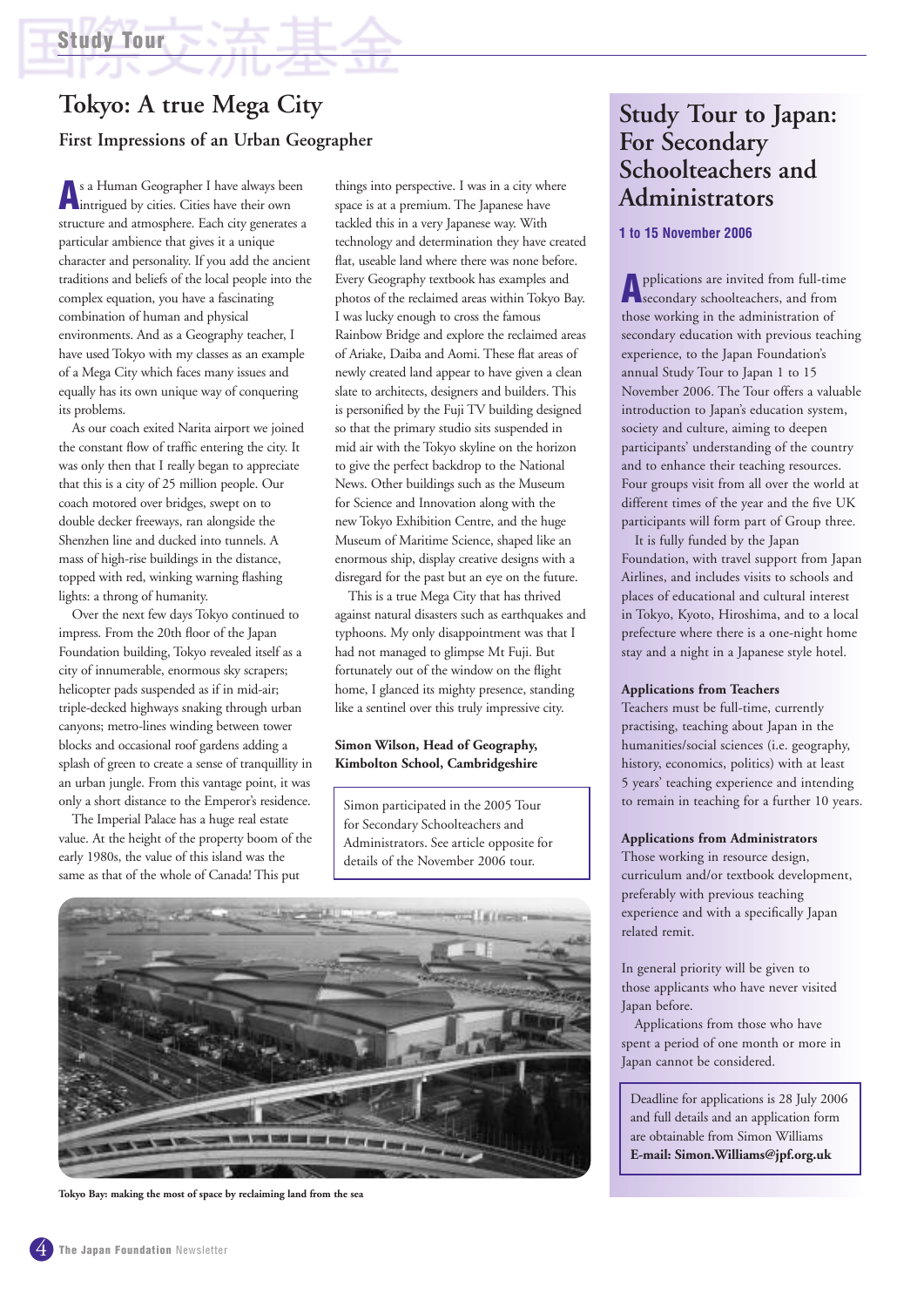# Tokyo: A true Mega City

## First Impressions of an Urban Geographer

As a Human Geographer I have always been intrigued by cities. Cities have their own structure and atmosphere. Each city generates a particular ambience that gives it a unique character and personality. If you add the ancient traditions and beliefs of the local people into the complex equation, you have a fascinating combination of human and physical environments. And as a Geography teacher, I have used Tokyo with my classes as an example of a Mega City which faces many issues and equally has its own unique way of conquering its problems.

As our coach exited Narita airport we joined the constant flow of traffic entering the city. It was only then that I really began to appreciate that this is a city of 25 million people. Our coach motored over bridges, swept on to double decker freeways, ran alongside the Shenzhen line and ducked into tunnels. A mass of high-rise buildings in the distance, topped with red, winking warning flashing lights: a throng of humanity.

Over the next few days Tokyo continued to impress. From the 20th floor of the Japan Foundation building, Tokyo revealed itself as a city of innumerable, enormous sky scrapers; helicopter pads suspended as if in mid-air; triple-decked highways snaking through urban canyons; metro-lines winding between tower blocks and occasional roof gardens adding a splash of green to create a sense of tranquillity in an urban jungle. From this vantage point, it was only a short distance to the Emperor's residence.

The Imperial Palace has a huge real estate value. At the height of the property boom of the early 1980s, the value of this island was the same as that of the whole of Canada! This put things into perspective. I was in a city where space is at a premium. The Japanese have tackled this in a very Japanese way. With technology and determination they have created flat, useable land where there was none before. Every Geography textbook has examples and photos of the reclaimed areas within Tokyo Bay. I was lucky enough to cross the famous Rainbow Bridge and explore the reclaimed areas of Ariake, Daiba and Aomi. These flat areas of newly created land appear to have given a clean slate to architects, designers and builders. This is personified by the Fuji TV building designed so that the primary studio sits suspended in mid air with the Tokyo skyline on the horizon to give the perfect backdrop to the National News. Other buildings such as the Museum for Science and Innovation along with the new Tokyo Exhibition Centre, and the huge Museum of Maritime Science, shaped like an enormous ship, display creative designs with a disregard for the past but an eye on the future.

This is a true Mega City that has thrived against natural disasters such as earthquakes and typhoons. My only disappointment was that I had not managed to glimpse Mt Fuji. But fortunately out of the window on the flight home, I glanced its mighty presence, standing like a sentinel over this truly impressive city.

**Simon Wilson, Head of Geography, Kimbolton School, Cambridgeshire**

Simon participated in the 2005 Tour for Secondary Schoolteachers and Administrators. See article opposite for details of the November 2006 tour.

Tokyo Bay: making the most of space by reclaiming land from the sea

# Study Tour to Japan: For Secondary Schoolteachers and Administrators

**1 to 15 November 2006**

Applications are invited from full-time secondary schoolteachers, and from those working in the administration of secondary education with previous teaching experience, to the Japan Foundation's annual Study Tour to Japan 1 to 15 November 2006. The Tour offers a valuable introduction to Japan's education system, society and culture, aiming to deepen participants' understanding of the country and to enhance their teaching resources. Four groups visit from all over the world at different times of the year and the five UK participants will form part of Group three.

It is fully funded by the Japan Foundation, with travel support from Japan Airlines, and includes visits to schools and places of educational and cultural interest in Tokyo, Kyoto, Hiroshima, and to a local prefecture where there is a one-night home stay and a night in a Japanese style hotel.

**Applications from Teachers**

Teachers must be full-time, currently practising, teaching about Japan in the humanities/social sciences (i.e. geography, history, economics, politics) with at least 5 years' teaching experience and intending to remain in teaching for a further 10 years.

**Applications from Administrators**

Those working in resource design, curriculum and/or textbook development, preferably with previous teaching experience and with a specifically Japan related remit.

In general priority will be given to those applicants who have never visited Japan before.

Applications from those who have spent a period of one month or more in Japan cannot be considered.

Deadline for applications is 28 July 2006 and full details and an application form are obtainable from Simon Williams
**E-mail: Simon.Williams@jpf.org.uk**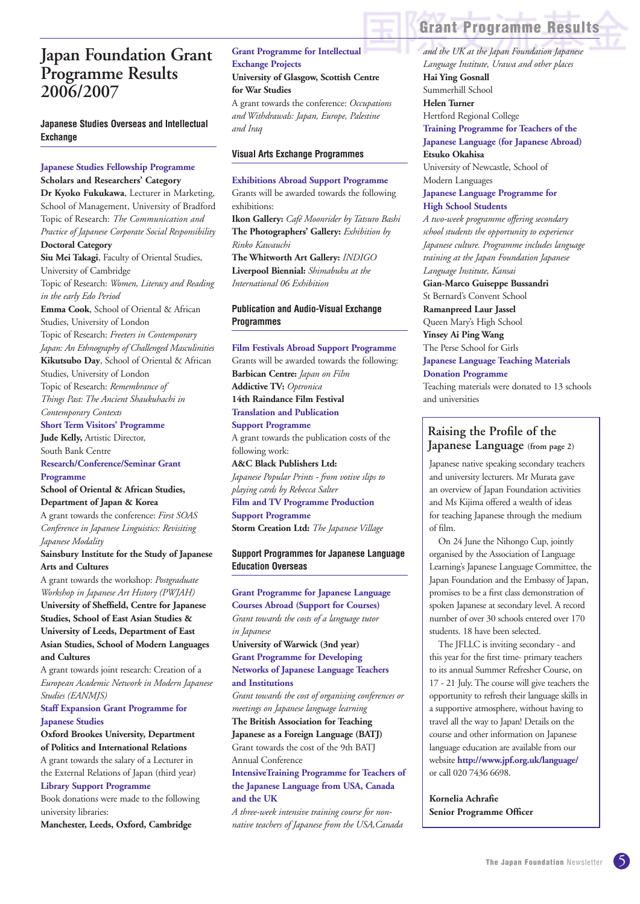# Japan Foundation Grant Programme Results 2006/2007

## Japanese Studies Overseas and Intellectual Exchange

### Japanese Studies Fellowship Programme

**Scholars and Researchers' Category**

**Dr Kyoko Fukukawa**, Lecturer in Marketing, School of Management, University of Bradford
Topic of Research: *The Communication and Practice of Japanese Corporate Social Responsibility*

**Doctoral Category**

**Siu Mei Takagi**, Faculty of Oriental Studies, University of Cambridge
Topic of Research: *Women, Literacy and Reading in the early Edo Period*

**Emma Cook**, School of Oriental & African Studies, University of London
Topic of Research: *Freeters in Contemporary Japan: An Ethnography of Challenged Masculinities*

**Kikutsubo Day**, School of Oriental & African Studies, University of London
Topic of Research: *Remembrance of Things Past: The Ancient Shaukuhachi in Contemporary Contexts*

### Short Term Visitors' Programme

**Jude Kelly,** Artistic Director, South Bank Centre

### Research/Conference/Seminar Grant Programme

**School of Oriental & African Studies, Department of Japan & Korea**
A grant towards the conference: *First SOAS Conference in Japanese Linguistics: Revisiting Japanese Modality*

**Sainsbury Institute for the Study of Japanese Arts and Cultures**
A grant towards the workshop: *Postgraduate Workshop in Japanese Art History (PWJAH)*

**University of Sheffield, Centre for Japanese Studies, School of East Asian Studies & University of Leeds, Department of East Asian Studies, School of Modern Languages and Cultures**
A grant towards joint research: Creation of a *European Academic Network in Modern Japanese Studies (EANMJS)*

### Staff Expansion Grant Programme for Japanese Studies

**Oxford Brookes University, Department of Politics and International Relations**
A grant towards the salary of a Lecturer in the External Relations of Japan (third year)

### Library Support Programme

Book donations were made to the following university libraries:
**Manchester, Leeds, Oxford, Cambridge**

### Grant Programme for Intellectual Exchange Projects

**University of Glasgow, Scottish Centre for War Studies**
A grant towards the conference: *Occupations and Withdrawals: Japan, Europe, Palestine and Iraq*

## Visual Arts Exchange Programmes

### Exhibitions Abroad Support Programme

Grants will be awarded towards the following exhibitions:
**Ikon Gallery:** *Café Moonrider by Tatsuro Bashi*
**The Photographers' Gallery:** *Exhibition by Rinko Kawauchi*
**The Whitworth Art Gallery:** *INDIGO*
**Liverpool Biennial:** *Shimabuku at the International 06 Exhibition*

## Publication and Audio-Visual Exchange Programmes

### Film Festivals Abroad Support Programme

Grants will be awarded towards the following:
**Barbican Centre:** *Japan on Film*
**Addictive TV:** *Optronica*
**14th Raindance Film Festival**

### Translation and Publication Support Programme

A grant towards the publication costs of the following work:
**A&C Black Publishers Ltd:**
*Japanese Popular Prints - from votive slips to playing cards by Rebecca Salter*

### Film and TV Programme Production Support Programme

**Storm Creation Ltd:** *The Japanese Village*

## Support Programmes for Japanese Language Education Overseas

### Grant Programme for Japanese Language Courses Abroad (Support for Courses)

*Grant towards the costs of a language tutor in Japanese*
**University of Warwick (3nd year)**

### Grant Programme for Developing Networks of Japanese Language Teachers and Institutions

*Grant towards the cost of organising conferences or meetings on Japanese language learning*
**The British Association for Teaching Japanese as a Foreign Language (BATJ)**
Grant towards the cost of the 9th BATJ Annual Conference

### IntensiveTraining Programme for Teachers of the Japanese Language from USA, Canada and the UK

*A three-week intensive training course for non-native teachers of Japanese from the USA,Canada and the UK at the Japan Foundation Japanese Language Institute, Urawa and other places*
**Hai Ying Gosnall**
Summerhill School
**Helen Turner**
Hertford Regional College

### Training Programme for Teachers of the Japanese Language (for Japanese Abroad)

**Etsuko Okahisa**
University of Newcastle, School of Modern Languages

### Japanese Language Programme for High School Students

*A two-week programme offering secondary school students the opportunity to experience Japanese culture. Programme includes language training at the Japan Foundation Japanese Language Institute, Kansai*
**Gian-Marco Guiseppe Bussandri**
St Bernard's Convent School
**Ramanpreed Laur Jassel**
Queen Mary's High School
**Yinsey Ai Ping Wang**
The Perse School for Girls

### Japanese Language Teaching Materials Donation Programme

Teaching materials were donated to 13 schools and universities

## Raising the Profile of the Japanese Language (from page 2)

Japanese native speaking secondary teachers and university lecturers. Mr Murata gave an overview of Japan Foundation activities and Ms Kijima offered a wealth of ideas for teaching Japanese through the medium of film.

On 24 June the Nihongo Cup, jointly organised by the Association of Language Learning's Japanese Language Committee, the Japan Foundation and the Embassy of Japan, promises to be a first class demonstration of spoken Japanese at secondary level. A record number of over 30 schools entered over 170 students. 18 have been selected.

The JFLLC is inviting secondary - and this year for the first time- primary teachers to its annual Summer Refresher Course, on 17 - 21 July. The course will give teachers the opportunity to refresh their language skills in a supportive atmosphere, without having to travel all the way to Japan! Details on the course and other information on Japanese language education are available from our website **http://www.jpf.org.uk/language/** or call 020 7436 6698.

**Kornelia Achrafie**
**Senior Programme Officer**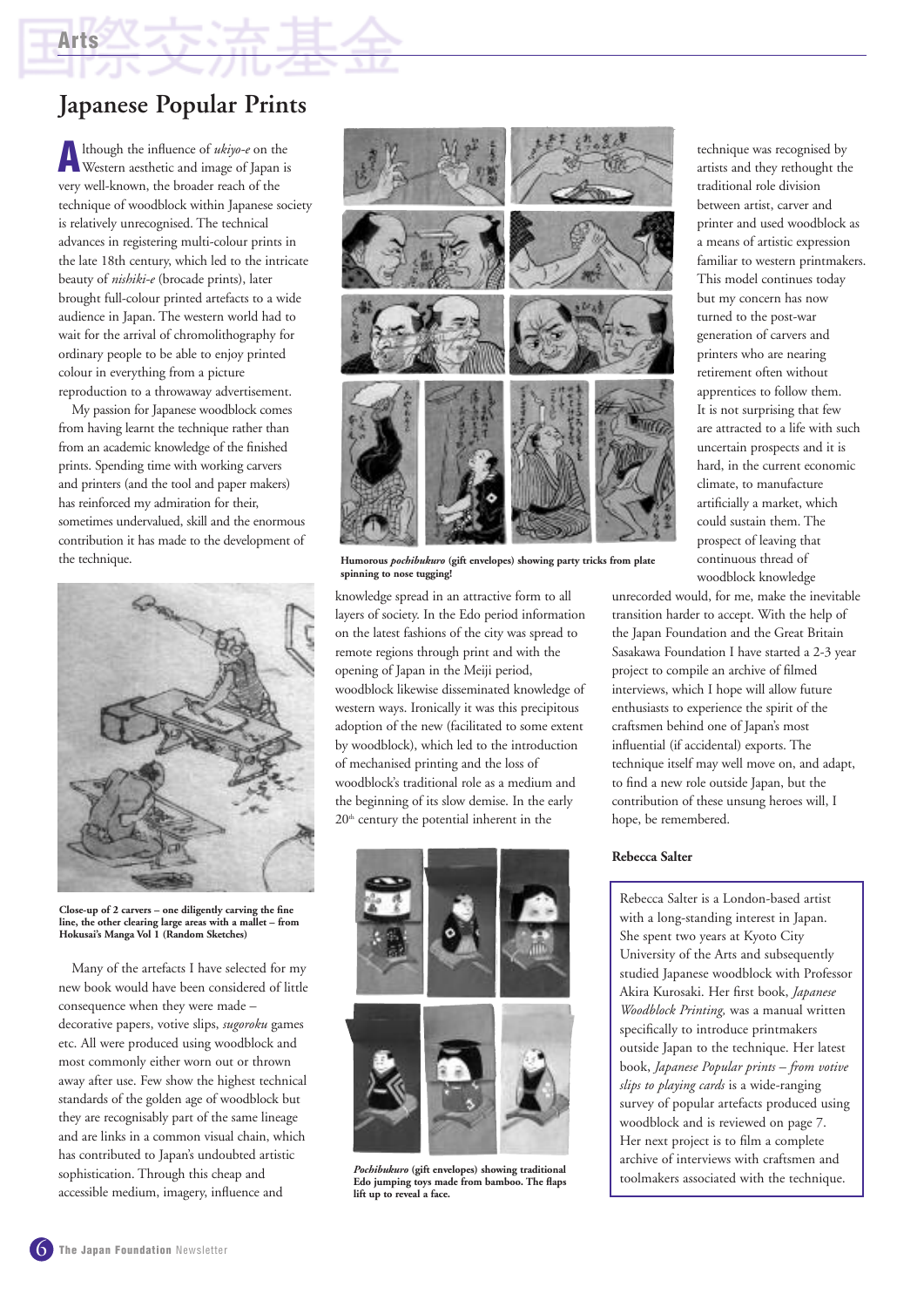# Japanese Popular Prints

Although the influence of *ukiyo-e* on the Western aesthetic and image of Japan is very well-known, the broader reach of the technique of woodblock within Japanese society is relatively unrecognised. The technical advances in registering multi-colour prints in the late 18th century, which led to the intricate beauty of *nishiki-e* (brocade prints), later brought full-colour printed artefacts to a wide audience in Japan. The western world had to wait for the arrival of chromolithography for ordinary people to be able to enjoy printed colour in everything from a picture reproduction to a throwaway advertisement.

My passion for Japanese woodblock comes from having learnt the technique rather than from an academic knowledge of the finished prints. Spending time with working carvers and printers (and the tool and paper makers) has reinforced my admiration for their, sometimes undervalued, skill and the enormous contribution it has made to the development of the technique.

**Close-up of 2 carvers – one diligently carving the fine line, the other clearing large areas with a mallet – from Hokusai's Manga Vol 1 (Random Sketches)**

Many of the artefacts I have selected for my new book would have been considered of little consequence when they were made – decorative papers, votive slips, *sugoroku* games etc. All were produced using woodblock and most commonly either worn out or thrown away after use. Few show the highest technical standards of the golden age of woodblock but they are recognisably part of the same lineage and are links in a common visual chain, which has contributed to Japan's undoubted artistic sophistication. Through this cheap and accessible medium, imagery, influence and knowledge spread in an attractive form to all layers of society. In the Edo period information on the latest fashions of the city was spread to remote regions through print and with the opening of Japan in the Meiji period, woodblock likewise disseminated knowledge of western ways. Ironically it was this precipitous adoption of the new (facilitated to some extent by woodblock), which led to the introduction of mechanised printing and the loss of woodblock's traditional role as a medium and the beginning of its slow demise. In the early 20th century the potential inherent in the technique was recognised by artists and they rethought the traditional role division between artist, carver and printer and used woodblock as a means of artistic expression familiar to western printmakers. This model continues today but my concern has now turned to the post-war generation of carvers and printers who are nearing retirement often without apprentices to follow them. It is not surprising that few are attracted to a life with such uncertain prospects and it is hard, in the current economic climate, to manufacture artificially a market, which could sustain them. The prospect of leaving that continuous thread of woodblock knowledge unrecorded would, for me, make the inevitable transition harder to accept. With the help of the Japan Foundation and the Great Britain Sasakawa Foundation I have started a 2-3 year project to compile an archive of filmed interviews, which I hope will allow future enthusiasts to experience the spirit of the craftsmen behind one of Japan's most influential (if accidental) exports. The technique itself may well move on, and adapt, to find a new role outside Japan, but the contribution of these unsung heroes will, I hope, be remembered.

**Humorous *pochibukuro* (gift envelopes) showing party tricks from plate spinning to nose tugging!**

***Pochibukuro* (gift envelopes) showing traditional Edo jumping toys made from bamboo. The flaps lift up to reveal a face.**

**Rebecca Salter**

Rebecca Salter is a London-based artist with a long-standing interest in Japan. She spent two years at Kyoto City University of the Arts and subsequently studied Japanese woodblock with Professor Akira Kurosaki. Her first book, *Japanese Woodblock Printing,* was a manual written specifically to introduce printmakers outside Japan to the technique. Her latest book, *Japanese Popular prints – from votive slips to playing cards* is a wide-ranging survey of popular artefacts produced using woodblock and is reviewed on page 7. Her next project is to film a complete archive of interviews with craftsmen and toolmakers associated with the technique.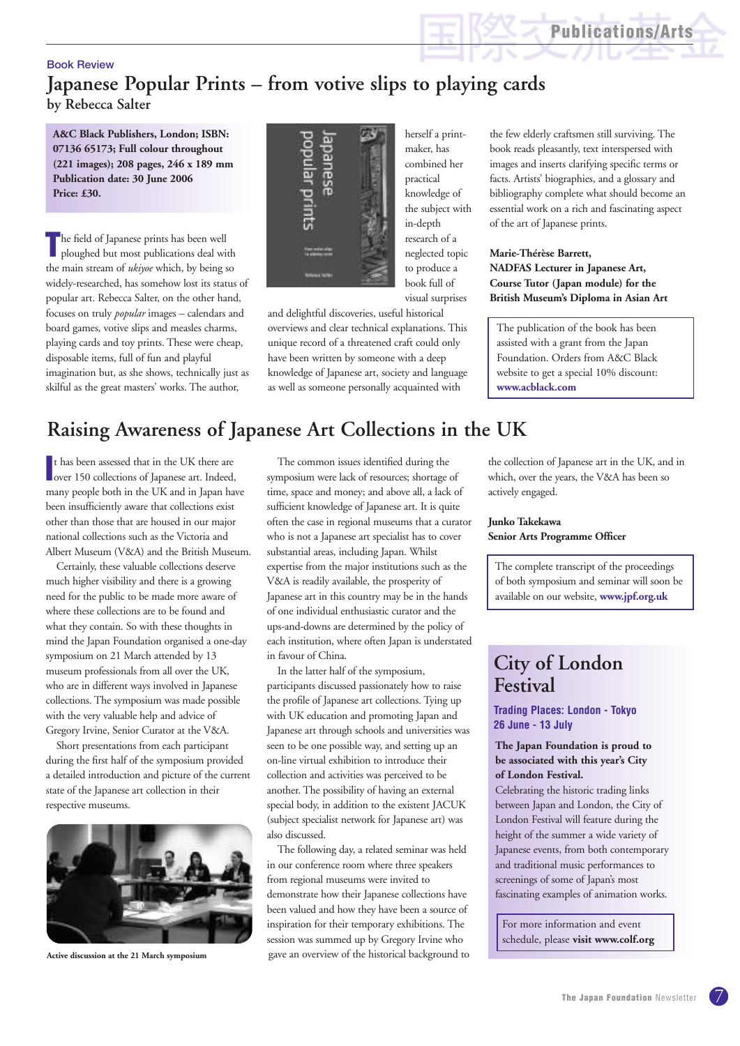Book Review

# Japanese Popular Prints – from votive slips to playing cards

by Rebecca Salter

**A&C Black Publishers, London; ISBN: 07136 65173; Full colour throughout (221 images); 208 pages, 246 x 189 mm Publication date: 30 June 2006 Price: £30.**

The field of Japanese prints has been well ploughed but most publications deal with the main stream of *ukiyoe* which, by being so widely-researched, has somehow lost its status of popular art. Rebecca Salter, on the other hand, focuses on truly *popular* images – calendars and board games, votive slips and measles charms, playing cards and toy prints. These were cheap, disposable items, full of fun and playful imagination but, as she shows, technically just as skilful as the great masters' works. The author, herself a print-maker, has combined her practical knowledge of the subject with in-depth research of a neglected topic to produce a book full of visual surprises and delightful discoveries, useful historical overviews and clear technical explanations. This unique record of a threatened craft could only have been written by someone with a deep knowledge of Japanese art, society and language as well as someone personally acquainted with the few elderly craftsmen still surviving. The book reads pleasantly, text interspersed with images and inserts clarifying specific terms or facts. Artists' biographies, and a glossary and bibliography complete what should become an essential work on a rich and fascinating aspect of the art of Japanese prints.

**Marie-Thérèse Barrett, NADFAS Lecturer in Japanese Art, Course Tutor (Japan module) for the British Museum's Diploma in Asian Art**

The publication of the book has been assisted with a grant from the Japan Foundation. Orders from A&C Black website to get a special 10% discount: **www.acblack.com**

# Raising Awareness of Japanese Art Collections in the UK

It has been assessed that in the UK there are over 150 collections of Japanese art. Indeed, many people both in the UK and in Japan have been insufficiently aware that collections exist other than those that are housed in our major national collections such as the Victoria and Albert Museum (V&A) and the British Museum.

Certainly, these valuable collections deserve much higher visibility and there is a growing need for the public to be made more aware of where these collections are to be found and what they contain. So with these thoughts in mind the Japan Foundation organised a one-day symposium on 21 March attended by 13 museum professionals from all over the UK, who are in different ways involved in Japanese collections. The symposium was made possible with the very valuable help and advice of Gregory Irvine, Senior Curator at the V&A.

Short presentations from each participant during the first half of the symposium provided a detailed introduction and picture of the current state of the Japanese art collection in their respective museums.

**Active discussion at the 21 March symposium**

The common issues identified during the symposium were lack of resources; shortage of time, space and money; and above all, a lack of sufficient knowledge of Japanese art. It is quite often the case in regional museums that a curator who is not a Japanese art specialist has to cover substantial areas, including Japan. Whilst expertise from the major institutions such as the V&A is readily available, the prosperity of Japanese art in this country may be in the hands of one individual enthusiastic curator and the ups-and-downs are determined by the policy of each institution, where often Japan is understated in favour of China.

In the latter half of the symposium, participants discussed passionately how to raise the profile of Japanese art collections. Tying up with UK education and promoting Japan and Japanese art through schools and universities was seen to be one possible way, and setting up an on-line virtual exhibition to introduce their collection and activities was perceived to be another. The possibility of having an external special body, in addition to the existent JACUK (subject specialist network for Japanese art) was also discussed.

The following day, a related seminar was held in our conference room where three speakers from regional museums were invited to demonstrate how their Japanese collections have been valued and how they have been a source of inspiration for their temporary exhibitions. The session was summed up by Gregory Irvine who gave an overview of the historical background to the collection of Japanese art in the UK, and in which, over the years, the V&A has been so actively engaged.

**Junko Takekawa**
**Senior Arts Programme Officer**

The complete transcript of the proceedings of both symposium and seminar will soon be available on our website, **www.jpf.org.uk**

# City of London Festival

**Trading Places: London - Tokyo**
**26 June - 13 July**

**The Japan Foundation is proud to be associated with this year's City of London Festival.**

Celebrating the historic trading links between Japan and London, the City of London Festival will feature during the height of the summer a wide variety of Japanese events, from both contemporary and traditional music performances to screenings of some of Japan's most fascinating examples of animation works.

For more information and event schedule, please **visit www.colf.org**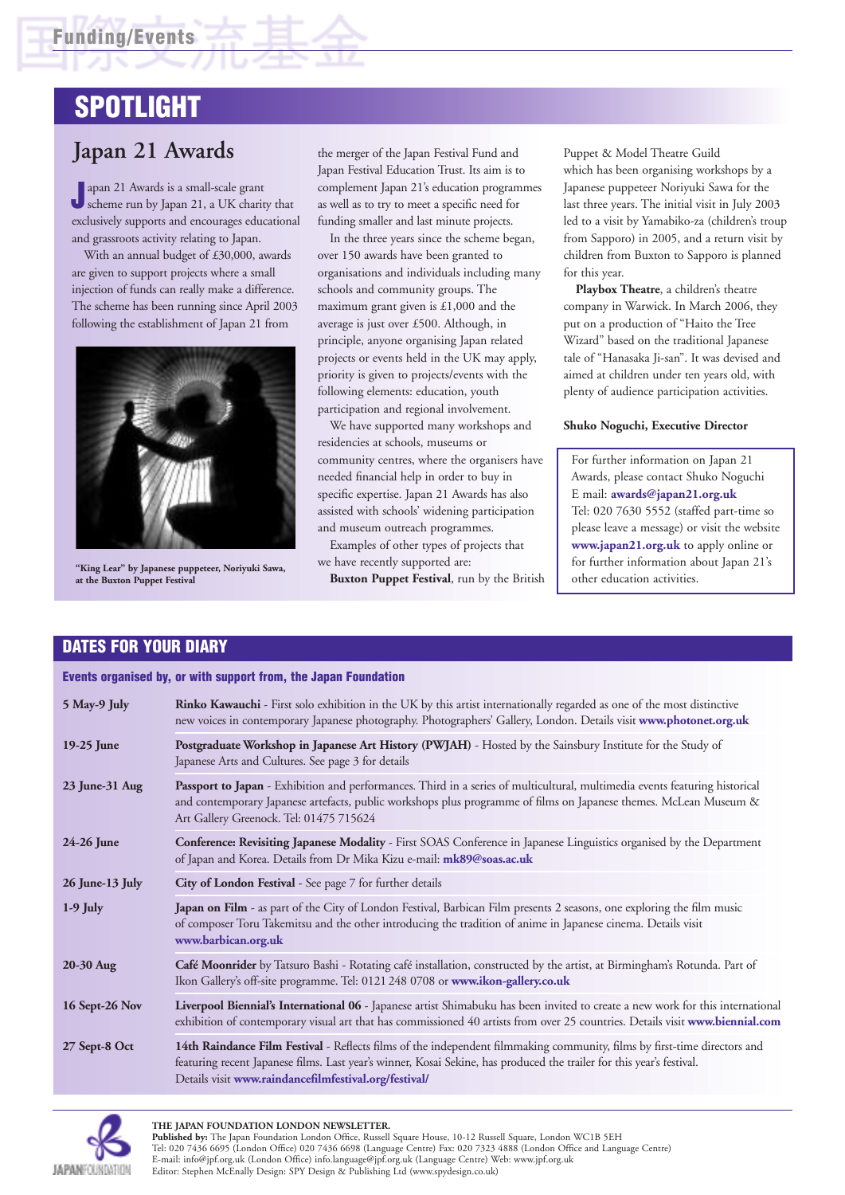# SPOTLIGHT

## Japan 21 Awards

Japan 21 Awards is a small-scale grant scheme run by Japan 21, a UK charity that exclusively supports and encourages educational and grassroots activity relating to Japan.

With an annual budget of £30,000, awards are given to support projects where a small injection of funds can really make a difference. The scheme has been running since April 2003 following the establishment of Japan 21 from the merger of the Japan Festival Fund and Japan Festival Education Trust. Its aim is to complement Japan 21's education programmes as well as to try to meet a specific need for funding smaller and last minute projects.

In the three years since the scheme began, over 150 awards have been granted to organisations and individuals including many schools and community groups. The maximum grant given is £1,000 and the average is just over £500. Although, in principle, anyone organising Japan related projects or events held in the UK may apply, priority is given to projects/events with the following elements: education, youth participation and regional involvement.

We have supported many workshops and residencies at schools, museums or community centres, where the organisers have needed financial help in order to buy in specific expertise. Japan 21 Awards has also assisted with schools' widening participation and museum outreach programmes.

Examples of other types of projects that we have recently supported are:

**Buxton Puppet Festival**, run by the British Puppet & Model Theatre Guild which has been organising workshops by a Japanese puppeteer Noriyuki Sawa for the last three years. The initial visit in July 2003 led to a visit by Yamabiko-za (children's troup from Sapporo) in 2005, and a return visit by children from Buxton to Sapporo is planned for this year.

**Playbox Theatre**, a children's theatre company in Warwick. In March 2006, they put on a production of "Haito the Tree Wizard" based on the traditional Japanese tale of "Hanasaka Ji-san". It was devised and aimed at children under ten years old, with plenty of audience participation activities.

**Shuko Noguchi, Executive Director**

**"King Lear" by Japanese puppeteer, Noriyuki Sawa, at the Buxton Puppet Festival**

For further information on Japan 21 Awards, please contact Shuko Noguchi
E mail: **awards@japan21.org.uk**
Tel: 020 7630 5552 (staffed part-time so please leave a message) or visit the website **www.japan21.org.uk** to apply online or for further information about Japan 21's other education activities.

## DATES FOR YOUR DIARY

### Events organised by, or with support from, the Japan Foundation

| | |
|---|---|
| **5 May-9 July** | **Rinko Kawauchi** - First solo exhibition in the UK by this artist internationally regarded as one of the most distinctive new voices in contemporary Japanese photography. Photographers' Gallery, London. Details visit **www.photonet.org.uk** |
| **19-25 June** | **Postgraduate Workshop in Japanese Art History (PWJAH)** - Hosted by the Sainsbury Institute for the Study of Japanese Arts and Cultures. See page 3 for details |
| **23 June-31 Aug** | **Passport to Japan** - Exhibition and performances. Third in a series of multicultural, multimedia events featuring historical and contemporary Japanese artefacts, public workshops plus programme of films on Japanese themes. McLean Museum & Art Gallery Greenock. Tel: 01475 715624 |
| **24-26 June** | **Conference: Revisiting Japanese Modality** - First SOAS Conference in Japanese Linguistics organised by the Department of Japan and Korea. Details from Dr Mika Kizu e-mail: **mk89@soas.ac.uk** |
| **26 June-13 July** | **City of London Festival** - See page 7 for further details |
| **1-9 July** | **Japan on Film** - as part of the City of London Festival, Barbican Film presents 2 seasons, one exploring the film music of composer Toru Takemitsu and the other introducing the tradition of anime in Japanese cinema. Details visit **www.barbican.org.uk** |
| **20-30 Aug** | **Café Moonrider** by Tatsuro Bashi - Rotating café installation, constructed by the artist, at Birmingham's Rotunda. Part of Ikon Gallery's off-site programme. Tel: 0121 248 0708 or **www.ikon-gallery.co.uk** |
| **16 Sept-26 Nov** | **Liverpool Biennial's International 06** - Japanese artist Shimabuku has been invited to create a new work for this international exhibition of contemporary visual art that has commissioned 40 artists from over 25 countries. Details visit **www.biennial.com** |
| **27 Sept-8 Oct** | **14th Raindance Film Festival** - Reflects films of the independent filmmaking community, films by first-time directors and featuring recent Japanese films. Last year's winner, Kosai Sekine, has produced the trailer for this year's festival. Details visit **www.raindancefilmfestival.org/festival/** |

**THE JAPAN FOUNDATION LONDON NEWSLETTER.**
**Published by:** The Japan Foundation London Office, Russell Square House, 10-12 Russell Square, London WC1B 5EH
Tel: 020 7436 6695 (London Office) 020 7436 6698 (Language Centre) Fax: 020 7323 4888 (London Office and Language Centre)
E-mail: info@jpf.org.uk (London Office) info.language@jpf.org.uk (Language Centre) Web: www.jpf.org.uk
Editor: Stephen McEnally Design: SPY Design & Publishing Ltd (www.spydesign.co.uk)